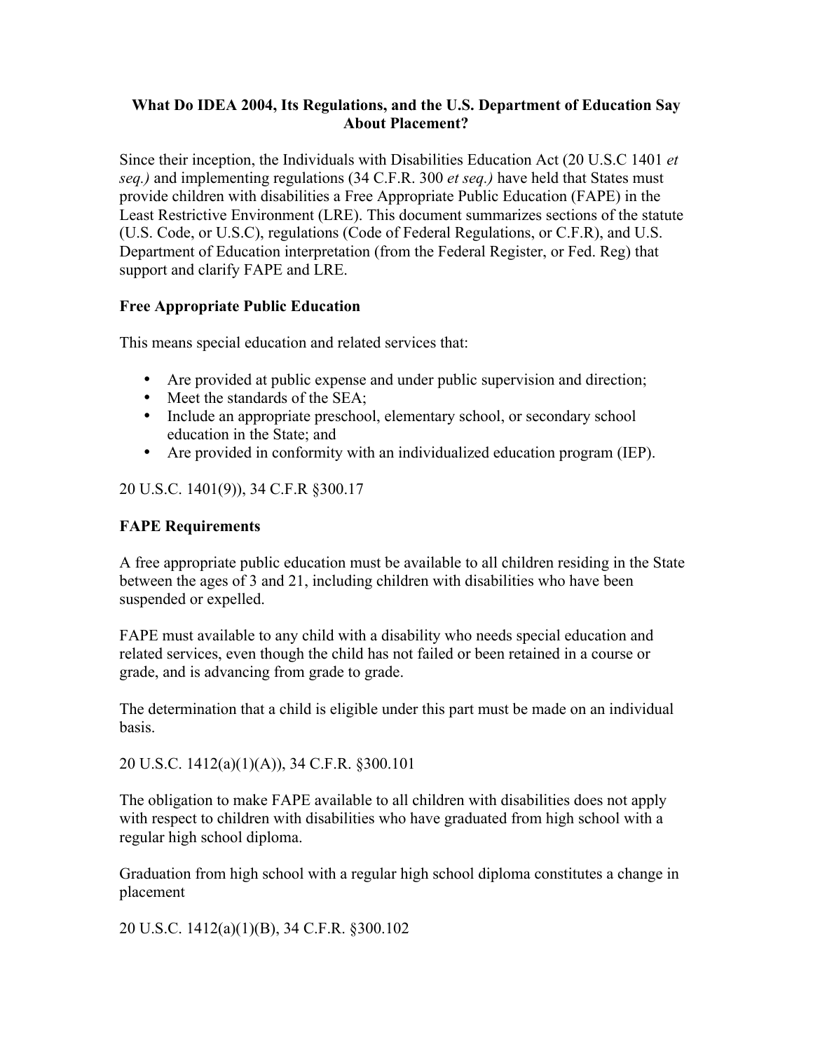# What Do IDEA 2004, Its Regulations, and the U.S. Department of Education Say About Placement?

Since their inception, the Individuals with Disabilities Education Act (20 U.S.C 1401 *et seq.)* and implementing regulations (34 C.F.R. 300 *et seq.)* have held that States must provide children with disabilities a Free Appropriate Public Education (FAPE) in the Least Restrictive Environment (LRE). This document summarizes sections of the statute (U.S. Code, or U.S.C), regulations (Code of Federal Regulations, or C.F.R), and U.S. Department of Education interpretation (from the Federal Register, or Fed. Reg) that support and clarify FAPE and LRE.

## Free Appropriate Public Education

This means special education and related services that:

- Are provided at public expense and under public supervision and direction;
- Meet the standards of the SEA;
- Include an appropriate preschool, elementary school, or secondary school education in the State; and
- Are provided in conformity with an individualized education program (IEP).

20 U.S.C. 1401(9)), 34 C.F.R §300.17

## FAPE Requirements

A free appropriate public education must be available to all children residing in the State between the ages of 3 and 21, including children with disabilities who have been suspended or expelled.

FAPE must available to any child with a disability who needs special education and related services, even though the child has not failed or been retained in a course or grade, and is advancing from grade to grade.

The determination that a child is eligible under this part must be made on an individual basis.

20 U.S.C. 1412(a)(1)(A)), 34 C.F.R. §300.101

The obligation to make FAPE available to all children with disabilities does not apply with respect to children with disabilities who have graduated from high school with a regular high school diploma.

Graduation from high school with a regular high school diploma constitutes a change in placement

20 U.S.C. 1412(a)(1)(B), 34 C.F.R. §300.102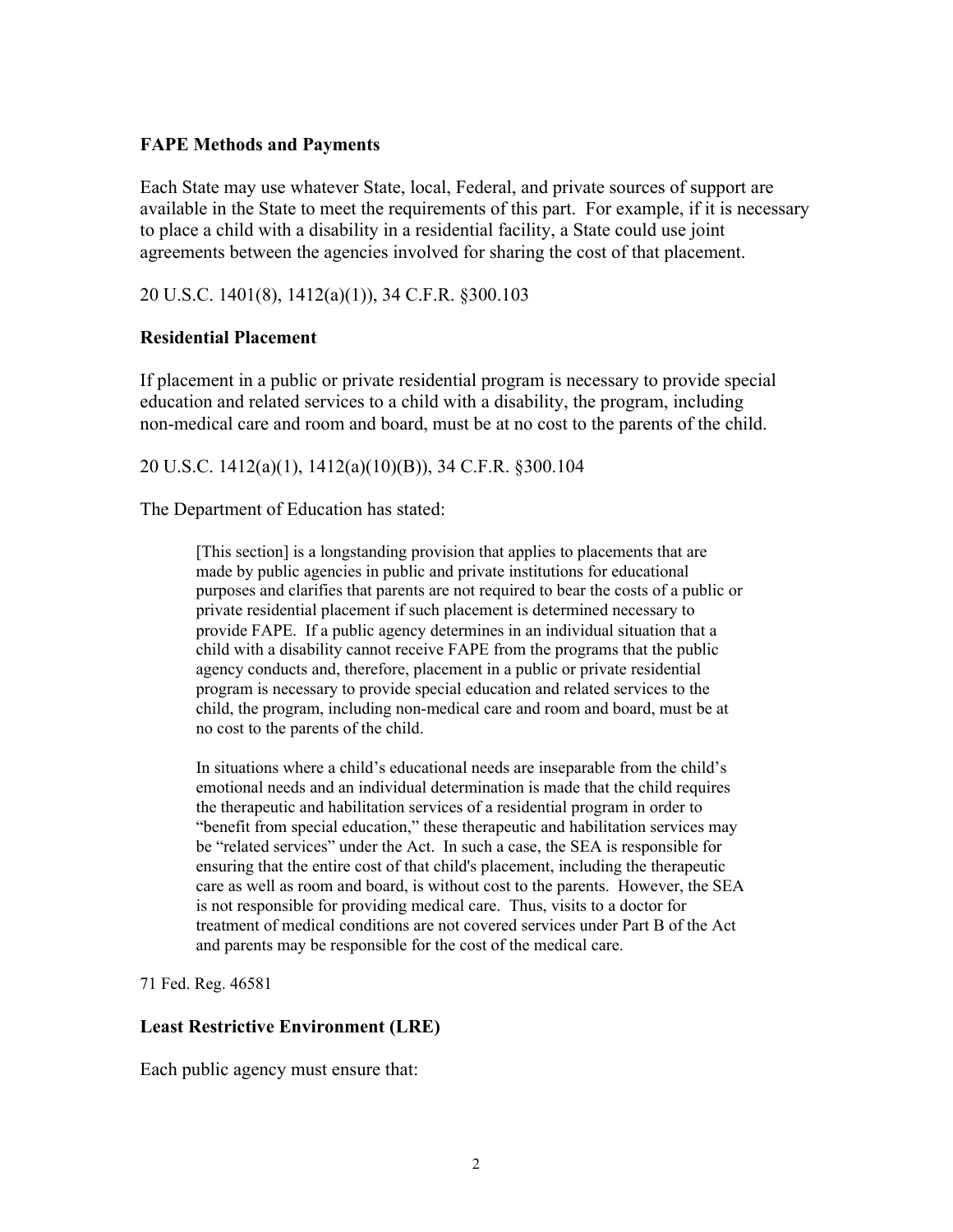### FAPE Methods and Payments

Each State may use whatever State, local, Federal, and private sources of support are available in the State to meet the requirements of this part. For example, if it is necessary to place a child with a disability in a residential facility, a State could use joint agreements between the agencies involved for sharing the cost of that placement.

20 U.S.C. 1401(8), 1412(a)(1)), 34 C.F.R. §300.103

### Residential Placement

If placement in a public or private residential program is necessary to provide special education and related services to a child with a disability, the program, including non-medical care and room and board, must be at no cost to the parents of the child.

20 U.S.C. 1412(a)(1), 1412(a)(10)(B)), 34 C.F.R. §300.104

The Department of Education has stated:

> [This section] is a longstanding provision that applies to placements that are made by public agencies in public and private institutions for educational purposes and clarifies that parents are not required to bear the costs of a public or private residential placement if such placement is determined necessary to provide FAPE. If a public agency determines in an individual situation that a child with a disability cannot receive FAPE from the programs that the public agency conducts and, therefore, placement in a public or private residential program is necessary to provide special education and related services to the child, the program, including non-medical care and room and board, must be at no cost to the parents of the child.
>
> In situations where a child's educational needs are inseparable from the child's emotional needs and an individual determination is made that the child requires the therapeutic and habilitation services of a residential program in order to "benefit from special education," these therapeutic and habilitation services may be "related services" under the Act. In such a case, the SEA is responsible for ensuring that the entire cost of that child's placement, including the therapeutic care as well as room and board, is without cost to the parents. However, the SEA is not responsible for providing medical care. Thus, visits to a doctor for treatment of medical conditions are not covered services under Part B of the Act and parents may be responsible for the cost of the medical care.

71 Fed. Reg. 46581

### Least Restrictive Environment (LRE)

Each public agency must ensure that: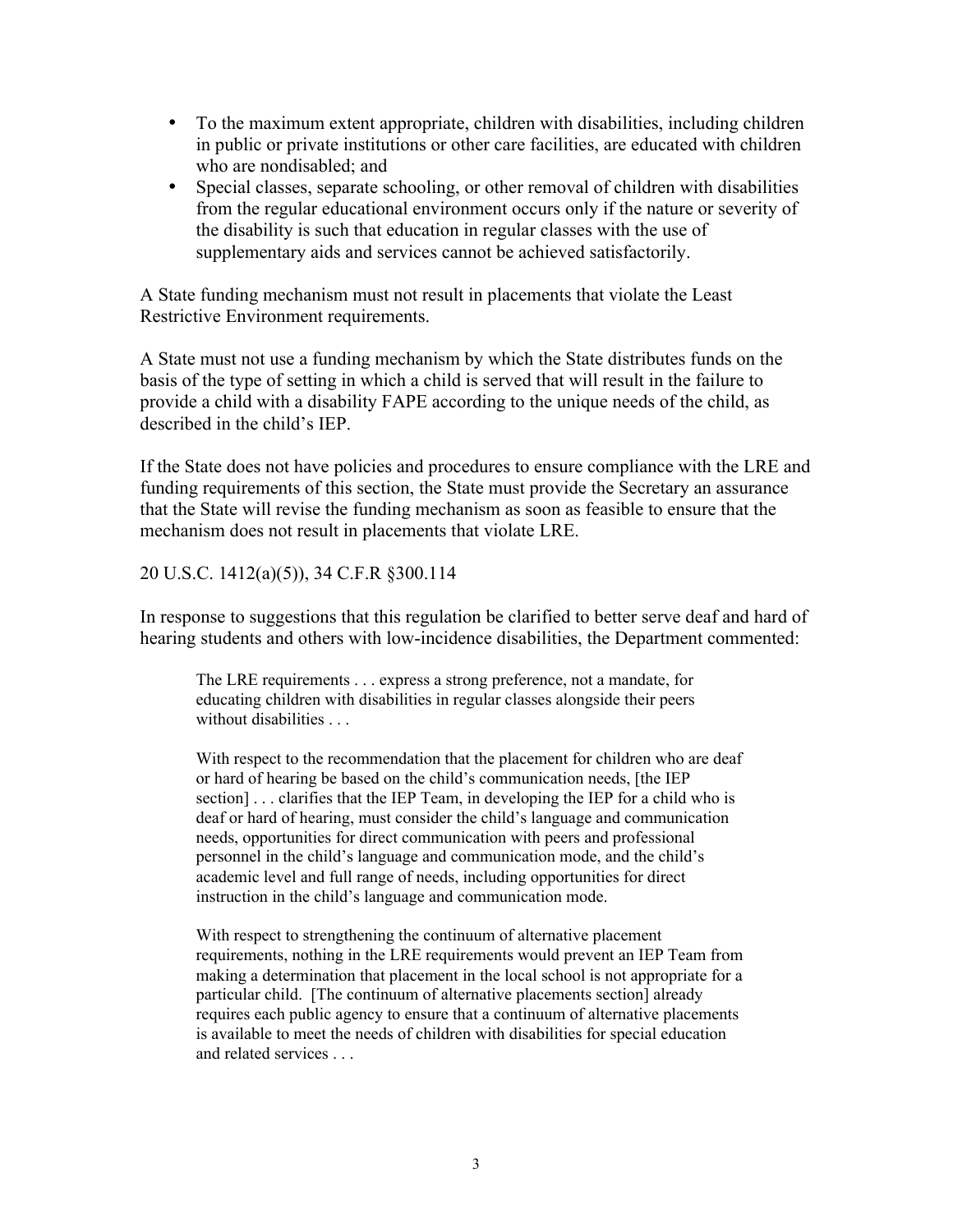- To the maximum extent appropriate, children with disabilities, including children in public or private institutions or other care facilities, are educated with children who are nondisabled; and
- Special classes, separate schooling, or other removal of children with disabilities from the regular educational environment occurs only if the nature or severity of the disability is such that education in regular classes with the use of supplementary aids and services cannot be achieved satisfactorily.

A State funding mechanism must not result in placements that violate the Least Restrictive Environment requirements.

A State must not use a funding mechanism by which the State distributes funds on the basis of the type of setting in which a child is served that will result in the failure to provide a child with a disability FAPE according to the unique needs of the child, as described in the child's IEP.

If the State does not have policies and procedures to ensure compliance with the LRE and funding requirements of this section, the State must provide the Secretary an assurance that the State will revise the funding mechanism as soon as feasible to ensure that the mechanism does not result in placements that violate LRE.

20 U.S.C. 1412(a)(5)), 34 C.F.R §300.114

In response to suggestions that this regulation be clarified to better serve deaf and hard of hearing students and others with low-incidence disabilities, the Department commented:

> The LRE requirements . . . express a strong preference, not a mandate, for educating children with disabilities in regular classes alongside their peers without disabilities . . .
>
> With respect to the recommendation that the placement for children who are deaf or hard of hearing be based on the child's communication needs, [the IEP section] . . . clarifies that the IEP Team, in developing the IEP for a child who is deaf or hard of hearing, must consider the child's language and communication needs, opportunities for direct communication with peers and professional personnel in the child's language and communication mode, and the child's academic level and full range of needs, including opportunities for direct instruction in the child's language and communication mode.
>
> With respect to strengthening the continuum of alternative placement requirements, nothing in the LRE requirements would prevent an IEP Team from making a determination that placement in the local school is not appropriate for a particular child. [The continuum of alternative placements section] already requires each public agency to ensure that a continuum of alternative placements is available to meet the needs of children with disabilities for special education and related services . . .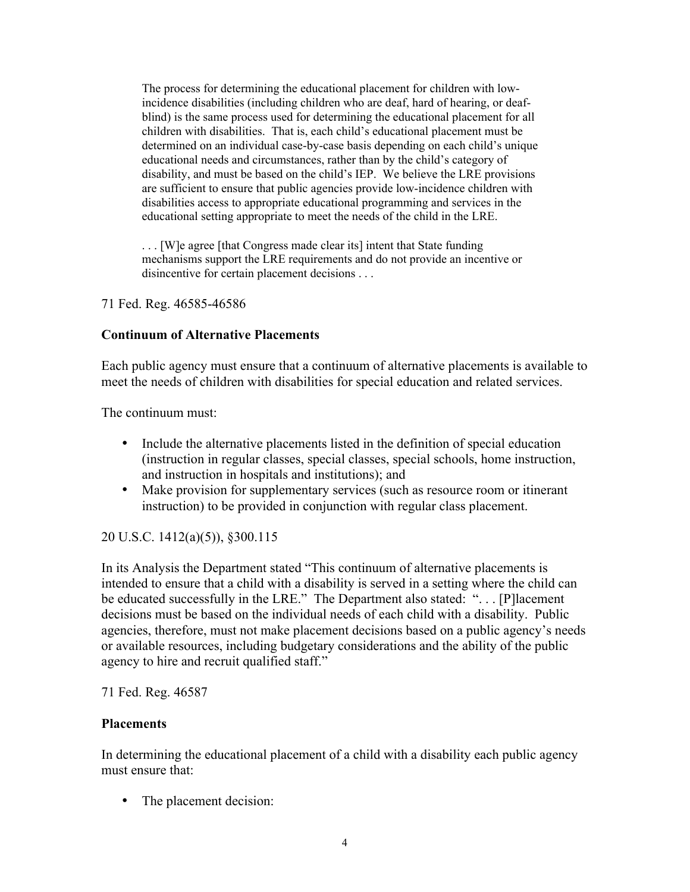> The process for determining the educational placement for children with low-incidence disabilities (including children who are deaf, hard of hearing, or deaf-blind) is the same process used for determining the educational placement for all children with disabilities. That is, each child's educational placement must be determined on an individual case-by-case basis depending on each child's unique educational needs and circumstances, rather than by the child's category of disability, and must be based on the child's IEP. We believe the LRE provisions are sufficient to ensure that public agencies provide low-incidence children with disabilities access to appropriate educational programming and services in the educational setting appropriate to meet the needs of the child in the LRE.
>
> . . . [W]e agree [that Congress made clear its] intent that State funding mechanisms support the LRE requirements and do not provide an incentive or disincentive for certain placement decisions . . .

71 Fed. Reg. 46585-46586

**Continuum of Alternative Placements**

Each public agency must ensure that a continuum of alternative placements is available to meet the needs of children with disabilities for special education and related services.

The continuum must:

- Include the alternative placements listed in the definition of special education (instruction in regular classes, special classes, special schools, home instruction, and instruction in hospitals and institutions); and
- Make provision for supplementary services (such as resource room or itinerant instruction) to be provided in conjunction with regular class placement.

20 U.S.C. 1412(a)(5)), §300.115

In its Analysis the Department stated "This continuum of alternative placements is intended to ensure that a child with a disability is served in a setting where the child can be educated successfully in the LRE." The Department also stated: ". . . [P]lacement decisions must be based on the individual needs of each child with a disability. Public agencies, therefore, must not make placement decisions based on a public agency's needs or available resources, including budgetary considerations and the ability of the public agency to hire and recruit qualified staff."

71 Fed. Reg. 46587

**Placements**

In determining the educational placement of a child with a disability each public agency must ensure that:

- The placement decision: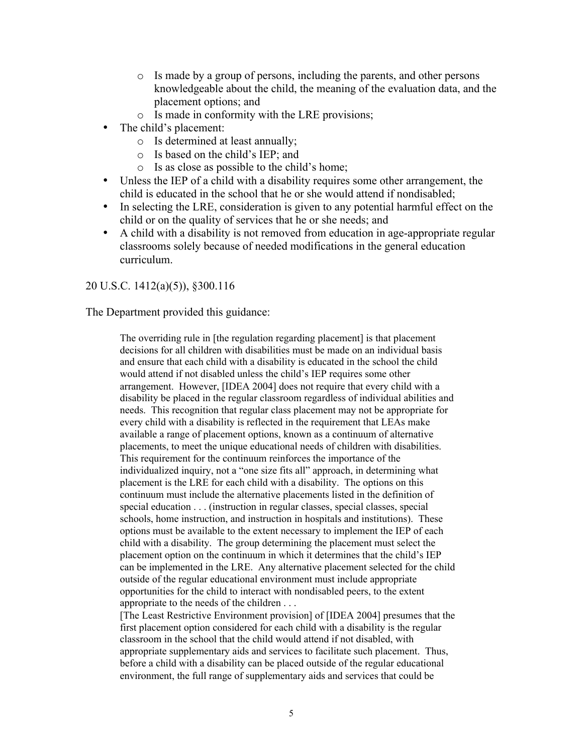- Is made by a group of persons, including the parents, and other persons knowledgeable about the child, the meaning of the evaluation data, and the placement options; and
  - Is made in conformity with the LRE provisions;
- The child's placement:
  - Is determined at least annually;
  - Is based on the child's IEP; and
  - Is as close as possible to the child's home;
- Unless the IEP of a child with a disability requires some other arrangement, the child is educated in the school that he or she would attend if nondisabled;
- In selecting the LRE, consideration is given to any potential harmful effect on the child or on the quality of services that he or she needs; and
- A child with a disability is not removed from education in age-appropriate regular classrooms solely because of needed modifications in the general education curriculum.

20 U.S.C. 1412(a)(5)), §300.116

The Department provided this guidance:

> The overriding rule in [the regulation regarding placement] is that placement decisions for all children with disabilities must be made on an individual basis and ensure that each child with a disability is educated in the school the child would attend if not disabled unless the child's IEP requires some other arrangement. However, [IDEA 2004] does not require that every child with a disability be placed in the regular classroom regardless of individual abilities and needs. This recognition that regular class placement may not be appropriate for every child with a disability is reflected in the requirement that LEAs make available a range of placement options, known as a continuum of alternative placements, to meet the unique educational needs of children with disabilities. This requirement for the continuum reinforces the importance of the individualized inquiry, not a "one size fits all" approach, in determining what placement is the LRE for each child with a disability. The options on this continuum must include the alternative placements listed in the definition of special education . . . (instruction in regular classes, special classes, special schools, home instruction, and instruction in hospitals and institutions). These options must be available to the extent necessary to implement the IEP of each child with a disability. The group determining the placement must select the placement option on the continuum in which it determines that the child's IEP can be implemented in the LRE. Any alternative placement selected for the child outside of the regular educational environment must include appropriate opportunities for the child to interact with nondisabled peers, to the extent appropriate to the needs of the children . . .
>
> [The Least Restrictive Environment provision] of [IDEA 2004] presumes that the first placement option considered for each child with a disability is the regular classroom in the school that the child would attend if not disabled, with appropriate supplementary aids and services to facilitate such placement. Thus, before a child with a disability can be placed outside of the regular educational environment, the full range of supplementary aids and services that could be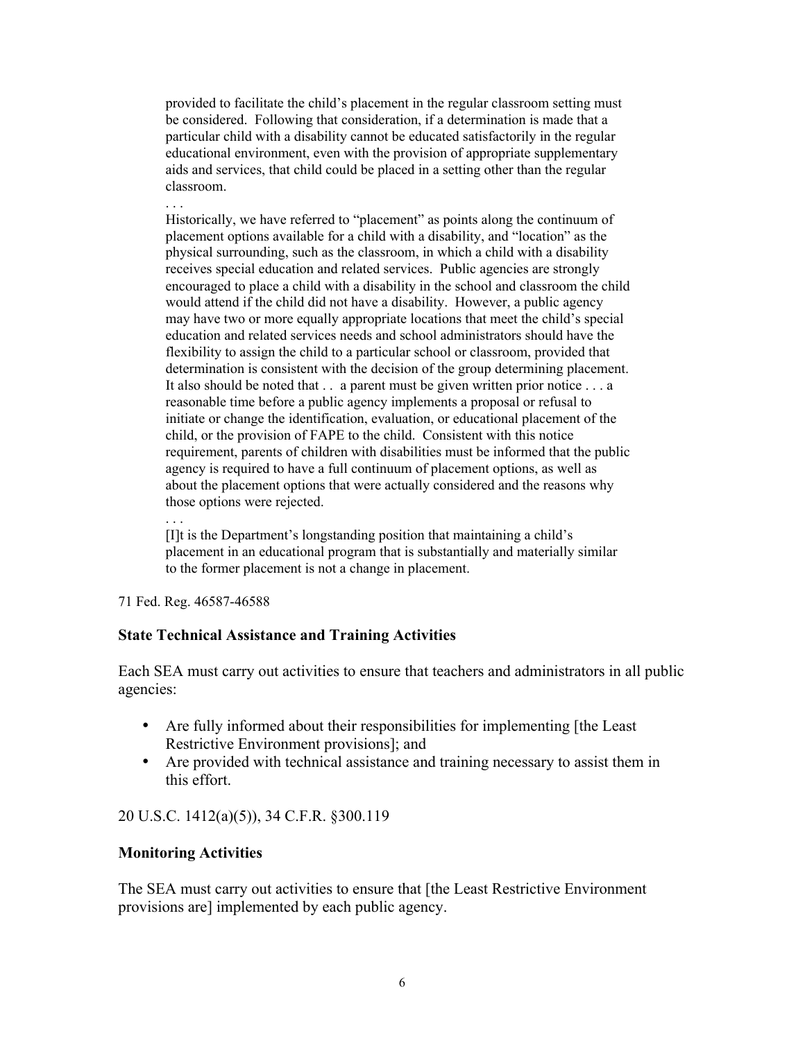> provided to facilitate the child's placement in the regular classroom setting must be considered. Following that consideration, if a determination is made that a particular child with a disability cannot be educated satisfactorily in the regular educational environment, even with the provision of appropriate supplementary aids and services, that child could be placed in a setting other than the regular classroom.
>
> . . .
>
> Historically, we have referred to "placement" as points along the continuum of placement options available for a child with a disability, and "location" as the physical surrounding, such as the classroom, in which a child with a disability receives special education and related services. Public agencies are strongly encouraged to place a child with a disability in the school and classroom the child would attend if the child did not have a disability. However, a public agency may have two or more equally appropriate locations that meet the child's special education and related services needs and school administrators should have the flexibility to assign the child to a particular school or classroom, provided that determination is consistent with the decision of the group determining placement. It also should be noted that . . a parent must be given written prior notice . . . a reasonable time before a public agency implements a proposal or refusal to initiate or change the identification, evaluation, or educational placement of the child, or the provision of FAPE to the child. Consistent with this notice requirement, parents of children with disabilities must be informed that the public agency is required to have a full continuum of placement options, as well as about the placement options that were actually considered and the reasons why those options were rejected.
>
> . . .
>
> [I]t is the Department's longstanding position that maintaining a child's placement in an educational program that is substantially and materially similar to the former placement is not a change in placement.

71 Fed. Reg. 46587-46588

**State Technical Assistance and Training Activities**

Each SEA must carry out activities to ensure that teachers and administrators in all public agencies:

- Are fully informed about their responsibilities for implementing [the Least Restrictive Environment provisions]; and
- Are provided with technical assistance and training necessary to assist them in this effort.

20 U.S.C. 1412(a)(5)), 34 C.F.R. §300.119

**Monitoring Activities**

The SEA must carry out activities to ensure that [the Least Restrictive Environment provisions are] implemented by each public agency.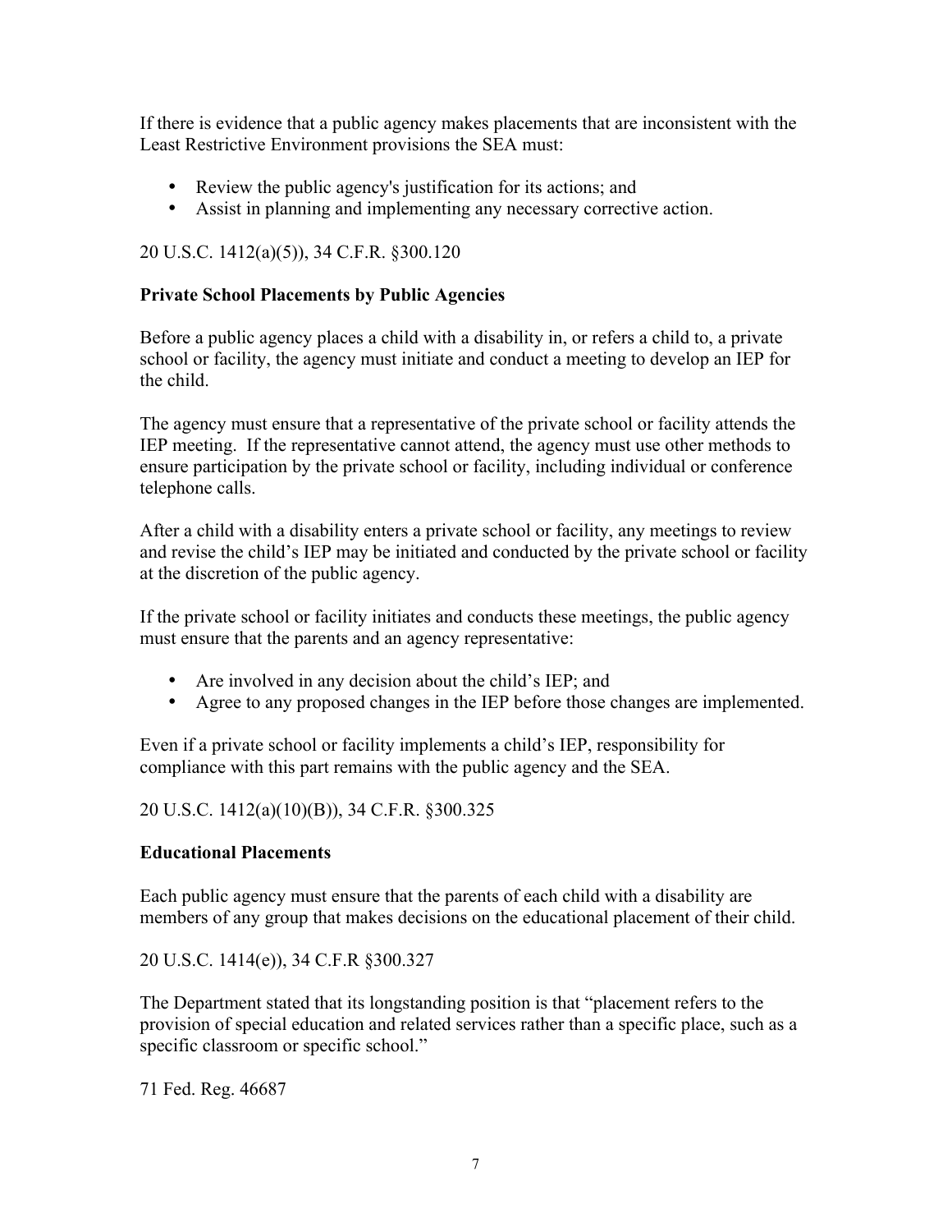If there is evidence that a public agency makes placements that are inconsistent with the Least Restrictive Environment provisions the SEA must:

- Review the public agency's justification for its actions; and
- Assist in planning and implementing any necessary corrective action.

20 U.S.C. 1412(a)(5)), 34 C.F.R. §300.120

**Private School Placements by Public Agencies**

Before a public agency places a child with a disability in, or refers a child to, a private school or facility, the agency must initiate and conduct a meeting to develop an IEP for the child.

The agency must ensure that a representative of the private school or facility attends the IEP meeting. If the representative cannot attend, the agency must use other methods to ensure participation by the private school or facility, including individual or conference telephone calls.

After a child with a disability enters a private school or facility, any meetings to review and revise the child's IEP may be initiated and conducted by the private school or facility at the discretion of the public agency.

If the private school or facility initiates and conducts these meetings, the public agency must ensure that the parents and an agency representative:

- Are involved in any decision about the child's IEP; and
- Agree to any proposed changes in the IEP before those changes are implemented.

Even if a private school or facility implements a child's IEP, responsibility for compliance with this part remains with the public agency and the SEA.

20 U.S.C. 1412(a)(10)(B)), 34 C.F.R. §300.325

**Educational Placements**

Each public agency must ensure that the parents of each child with a disability are members of any group that makes decisions on the educational placement of their child.

20 U.S.C. 1414(e)), 34 C.F.R §300.327

The Department stated that its longstanding position is that "placement refers to the provision of special education and related services rather than a specific place, such as a specific classroom or specific school."

71 Fed. Reg. 46687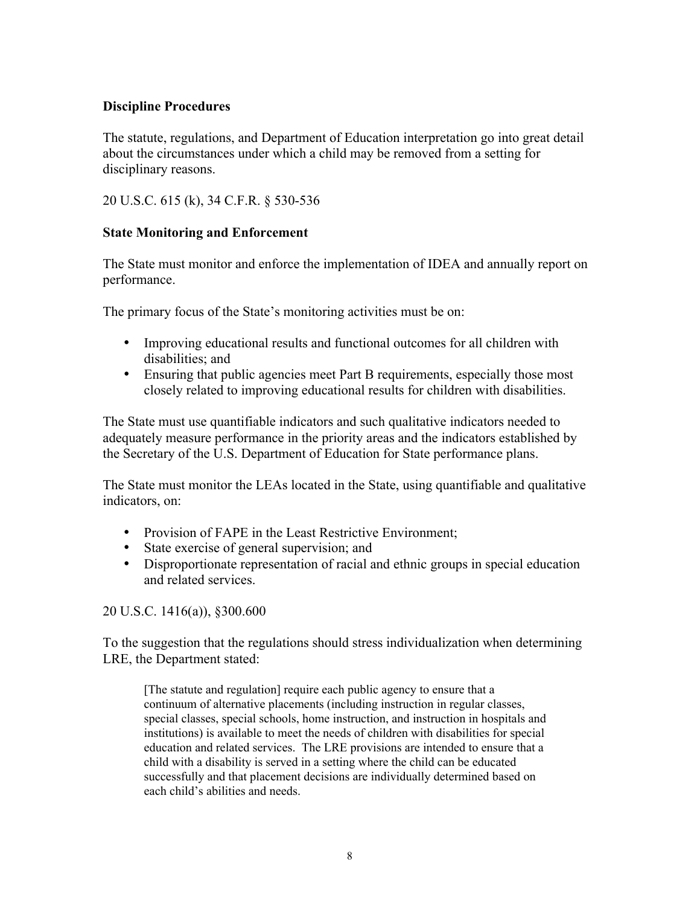**Discipline Procedures**

The statute, regulations, and Department of Education interpretation go into great detail about the circumstances under which a child may be removed from a setting for disciplinary reasons.

20 U.S.C. 615 (k), 34 C.F.R. § 530-536

**State Monitoring and Enforcement**

The State must monitor and enforce the implementation of IDEA and annually report on performance.

The primary focus of the State's monitoring activities must be on:

- Improving educational results and functional outcomes for all children with disabilities; and
- Ensuring that public agencies meet Part B requirements, especially those most closely related to improving educational results for children with disabilities.

The State must use quantifiable indicators and such qualitative indicators needed to adequately measure performance in the priority areas and the indicators established by the Secretary of the U.S. Department of Education for State performance plans.

The State must monitor the LEAs located in the State, using quantifiable and qualitative indicators, on:

- Provision of FAPE in the Least Restrictive Environment;
- State exercise of general supervision; and
- Disproportionate representation of racial and ethnic groups in special education and related services.

20 U.S.C. 1416(a)), §300.600

To the suggestion that the regulations should stress individualization when determining LRE, the Department stated:

> [The statute and regulation] require each public agency to ensure that a continuum of alternative placements (including instruction in regular classes, special classes, special schools, home instruction, and instruction in hospitals and institutions) is available to meet the needs of children with disabilities for special education and related services. The LRE provisions are intended to ensure that a child with a disability is served in a setting where the child can be educated successfully and that placement decisions are individually determined based on each child's abilities and needs.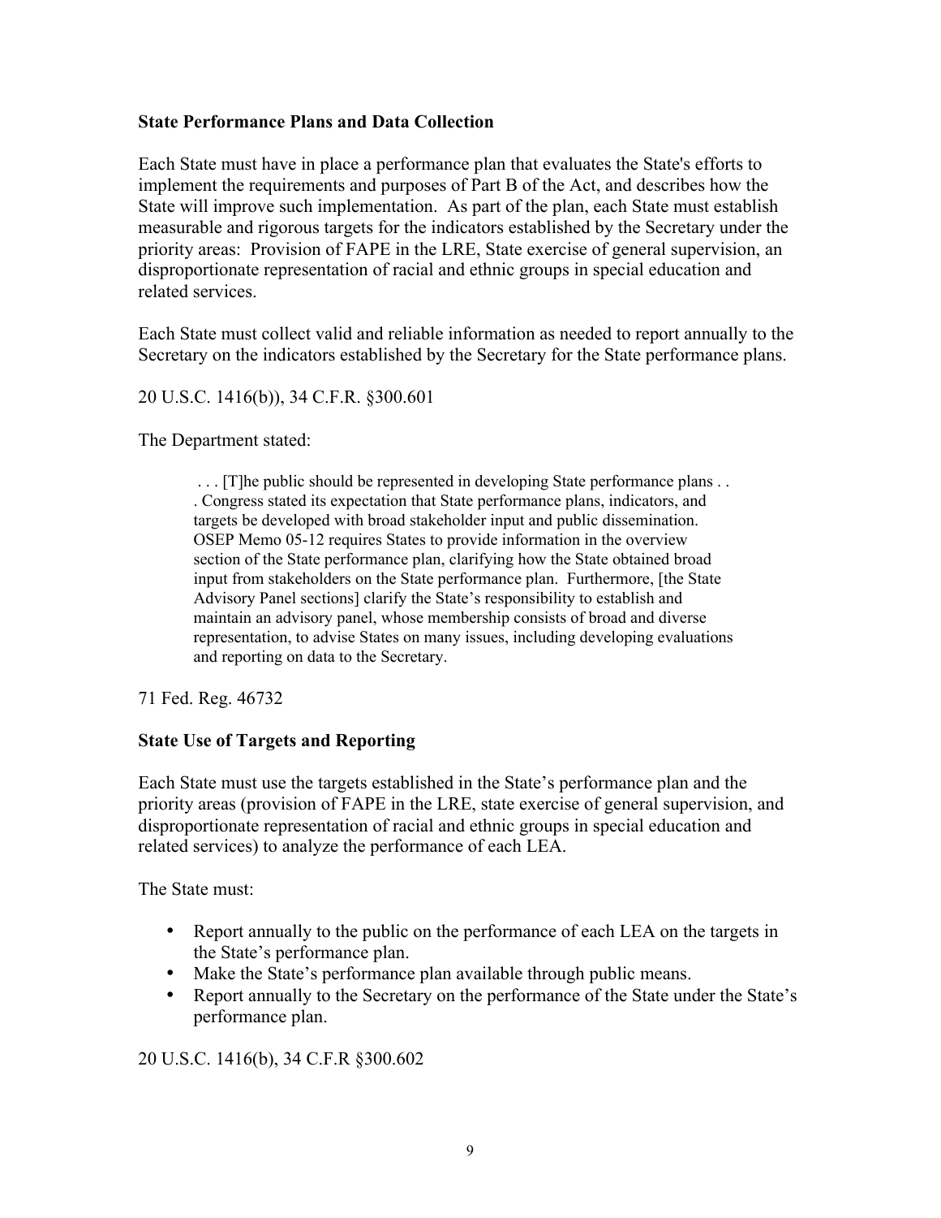**State Performance Plans and Data Collection**

Each State must have in place a performance plan that evaluates the State's efforts to implement the requirements and purposes of Part B of the Act, and describes how the State will improve such implementation. As part of the plan, each State must establish measurable and rigorous targets for the indicators established by the Secretary under the priority areas: Provision of FAPE in the LRE, State exercise of general supervision, an disproportionate representation of racial and ethnic groups in special education and related services.

Each State must collect valid and reliable information as needed to report annually to the Secretary on the indicators established by the Secretary for the State performance plans.

20 U.S.C. 1416(b)), 34 C.F.R. §300.601

The Department stated:

> . . . [T]he public should be represented in developing State performance plans . . . Congress stated its expectation that State performance plans, indicators, and targets be developed with broad stakeholder input and public dissemination. OSEP Memo 05-12 requires States to provide information in the overview section of the State performance plan, clarifying how the State obtained broad input from stakeholders on the State performance plan. Furthermore, [the State Advisory Panel sections] clarify the State's responsibility to establish and maintain an advisory panel, whose membership consists of broad and diverse representation, to advise States on many issues, including developing evaluations and reporting on data to the Secretary.

71 Fed. Reg. 46732

**State Use of Targets and Reporting**

Each State must use the targets established in the State's performance plan and the priority areas (provision of FAPE in the LRE, state exercise of general supervision, and disproportionate representation of racial and ethnic groups in special education and related services) to analyze the performance of each LEA.

The State must:

- Report annually to the public on the performance of each LEA on the targets in the State's performance plan.
- Make the State's performance plan available through public means.
- Report annually to the Secretary on the performance of the State under the State's performance plan.

20 U.S.C. 1416(b), 34 C.F.R §300.602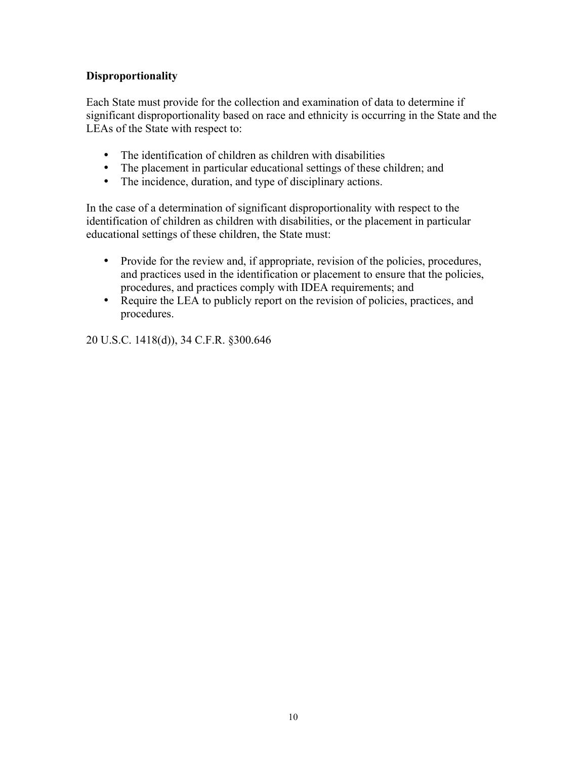**Disproportionality**

Each State must provide for the collection and examination of data to determine if significant disproportionality based on race and ethnicity is occurring in the State and the LEAs of the State with respect to:

- The identification of children as children with disabilities
- The placement in particular educational settings of these children; and
- The incidence, duration, and type of disciplinary actions.

In the case of a determination of significant disproportionality with respect to the identification of children as children with disabilities, or the placement in particular educational settings of these children, the State must:

- Provide for the review and, if appropriate, revision of the policies, procedures, and practices used in the identification or placement to ensure that the policies, procedures, and practices comply with IDEA requirements; and
- Require the LEA to publicly report on the revision of policies, practices, and procedures.

20 U.S.C. 1418(d)), 34 C.F.R. §300.646